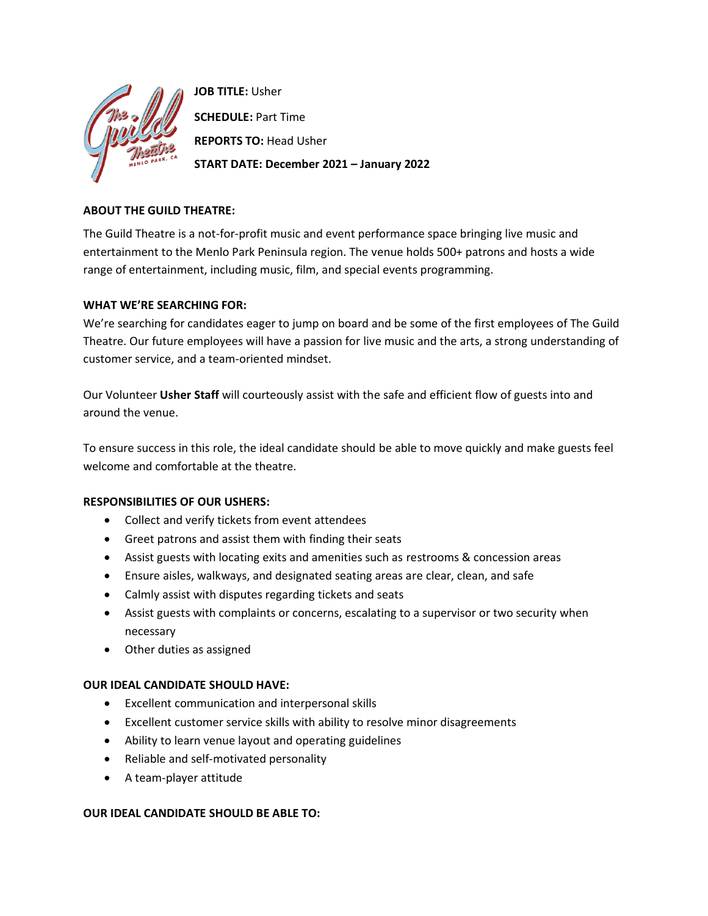**JOB TITLE:** Usher

**SCHEDULE:** Part Time

**REPORTS TO:** Head Usher

**START DATE: December 2021 – January 2022**

**ABOUT THE GUILD THEATRE:**

The Guild Theatre is a not-for-profit music and event performance space bringing live music and entertainment to the Menlo Park Peninsula region. The venue holds 500+ patrons and hosts a wide range of entertainment, including music, film, and special events programming.

**WHAT WE'RE SEARCHING FOR:**

We're searching for candidates eager to jump on board and be some of the first employees of The Guild Theatre. Our future employees will have a passion for live music and the arts, a strong understanding of customer service, and a team-oriented mindset.

Our Volunteer **Usher Staff** will courteously assist with the safe and efficient flow of guests into and around the venue.

To ensure success in this role, the ideal candidate should be able to move quickly and make guests feel welcome and comfortable at the theatre.

**RESPONSIBILITIES OF OUR USHERS:**

- Collect and verify tickets from event attendees
- Greet patrons and assist them with finding their seats
- Assist guests with locating exits and amenities such as restrooms & concession areas
- Ensure aisles, walkways, and designated seating areas are clear, clean, and safe
- Calmly assist with disputes regarding tickets and seats
- Assist guests with complaints or concerns, escalating to a supervisor or two security when necessary
- Other duties as assigned

**OUR IDEAL CANDIDATE SHOULD HAVE:**

- Excellent communication and interpersonal skills
- Excellent customer service skills with ability to resolve minor disagreements
- Ability to learn venue layout and operating guidelines
- Reliable and self-motivated personality
- A team-player attitude

**OUR IDEAL CANDIDATE SHOULD BE ABLE TO:**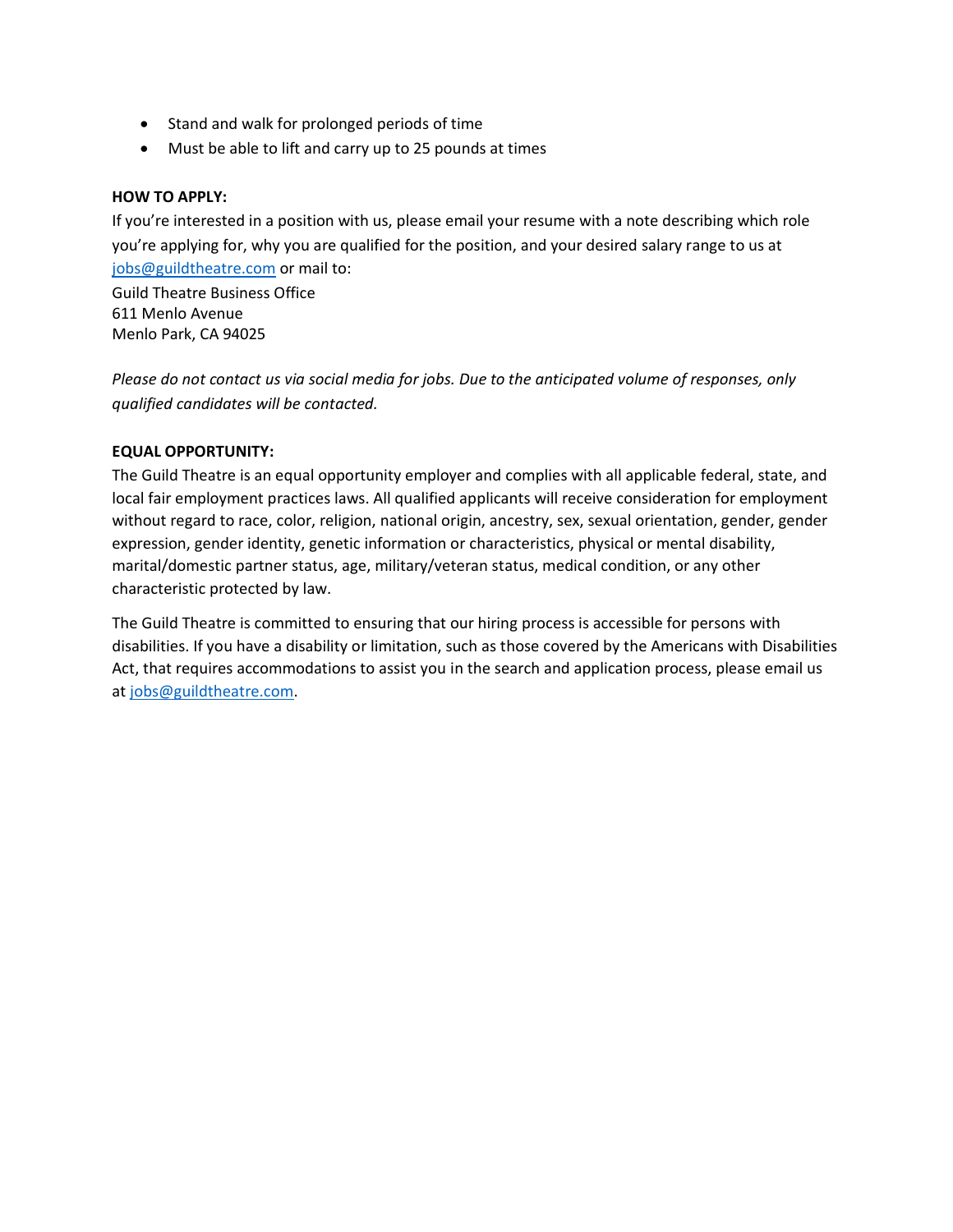- Stand and walk for prolonged periods of time
- Must be able to lift and carry up to 25 pounds at times

**HOW TO APPLY:**

If you're interested in a position with us, please email your resume with a note describing which role you're applying for, why you are qualified for the position, and your desired salary range to us at jobs@guildtheatre.com or mail to:

Guild Theatre Business Office
611 Menlo Avenue
Menlo Park, CA 94025

*Please do not contact us via social media for jobs. Due to the anticipated volume of responses, only qualified candidates will be contacted.*

**EQUAL OPPORTUNITY:**

The Guild Theatre is an equal opportunity employer and complies with all applicable federal, state, and local fair employment practices laws. All qualified applicants will receive consideration for employment without regard to race, color, religion, national origin, ancestry, sex, sexual orientation, gender, gender expression, gender identity, genetic information or characteristics, physical or mental disability, marital/domestic partner status, age, military/veteran status, medical condition, or any other characteristic protected by law.

The Guild Theatre is committed to ensuring that our hiring process is accessible for persons with disabilities. If you have a disability or limitation, such as those covered by the Americans with Disabilities Act, that requires accommodations to assist you in the search and application process, please email us at jobs@guildtheatre.com.